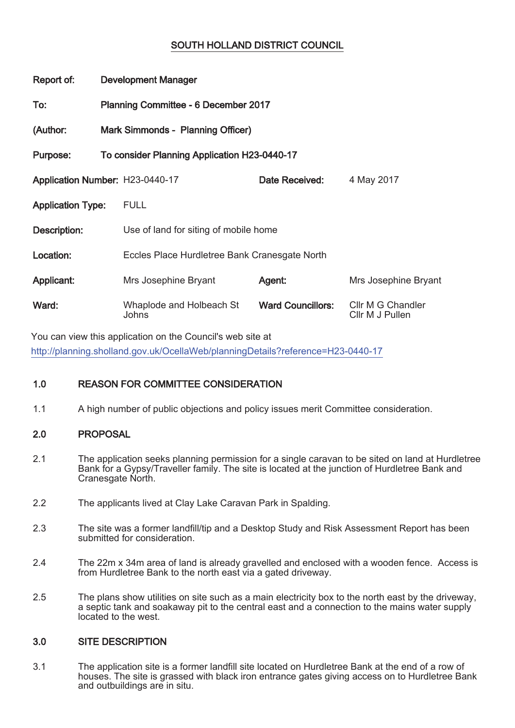# SOUTH HOLLAND DISTRICT COUNCIL

**Report of:** Development Manager

**To:** Planning Committee - 6 December 2017

**(Author:** Mark Simmonds - Planning Officer)

**Purpose:** To consider Planning Application H23-0440-17

| | | | |
|---|---|---|---|
| **Application Number:** | H23-0440-17 | **Date Received:** | 4 May 2017 |
| **Application Type:** | FULL | | |
| **Description:** | Use of land for siting of mobile home | | |
| **Location:** | Eccles Place Hurdletree Bank Cranesgate North | | |
| **Applicant:** | Mrs Josephine Bryant | **Agent:** | Mrs Josephine Bryant |
| **Ward:** | Whaplode and Holbeach St Johns | **Ward Councillors:** | Cllr M G Chandler<br>Cllr M J Pullen |

You can view this application on the Council's web site at
http://planning.sholland.gov.uk/OcellaWeb/planningDetails?reference=H23-0440-17

## 1.0 REASON FOR COMMITTEE CONSIDERATION

1.1 A high number of public objections and policy issues merit Committee consideration.

## 2.0 PROPOSAL

2.1 The application seeks planning permission for a single caravan to be sited on land at Hurdletree Bank for a Gypsy/Traveller family. The site is located at the junction of Hurdletree Bank and Cranesgate North.

2.2 The applicants lived at Clay Lake Caravan Park in Spalding.

2.3 The site was a former landfill/tip and a Desktop Study and Risk Assessment Report has been submitted for consideration.

2.4 The 22m x 34m area of land is already gravelled and enclosed with a wooden fence. Access is from Hurdletree Bank to the north east via a gated driveway.

2.5 The plans show utilities on site such as a main electricity box to the north east by the driveway, a septic tank and soakaway pit to the central east and a connection to the mains water supply located to the west.

## 3.0 SITE DESCRIPTION

3.1 The application site is a former landfill site located on Hurdletree Bank at the end of a row of houses. The site is grassed with black iron entrance gates giving access on to Hurdletree Bank and outbuildings are in situ.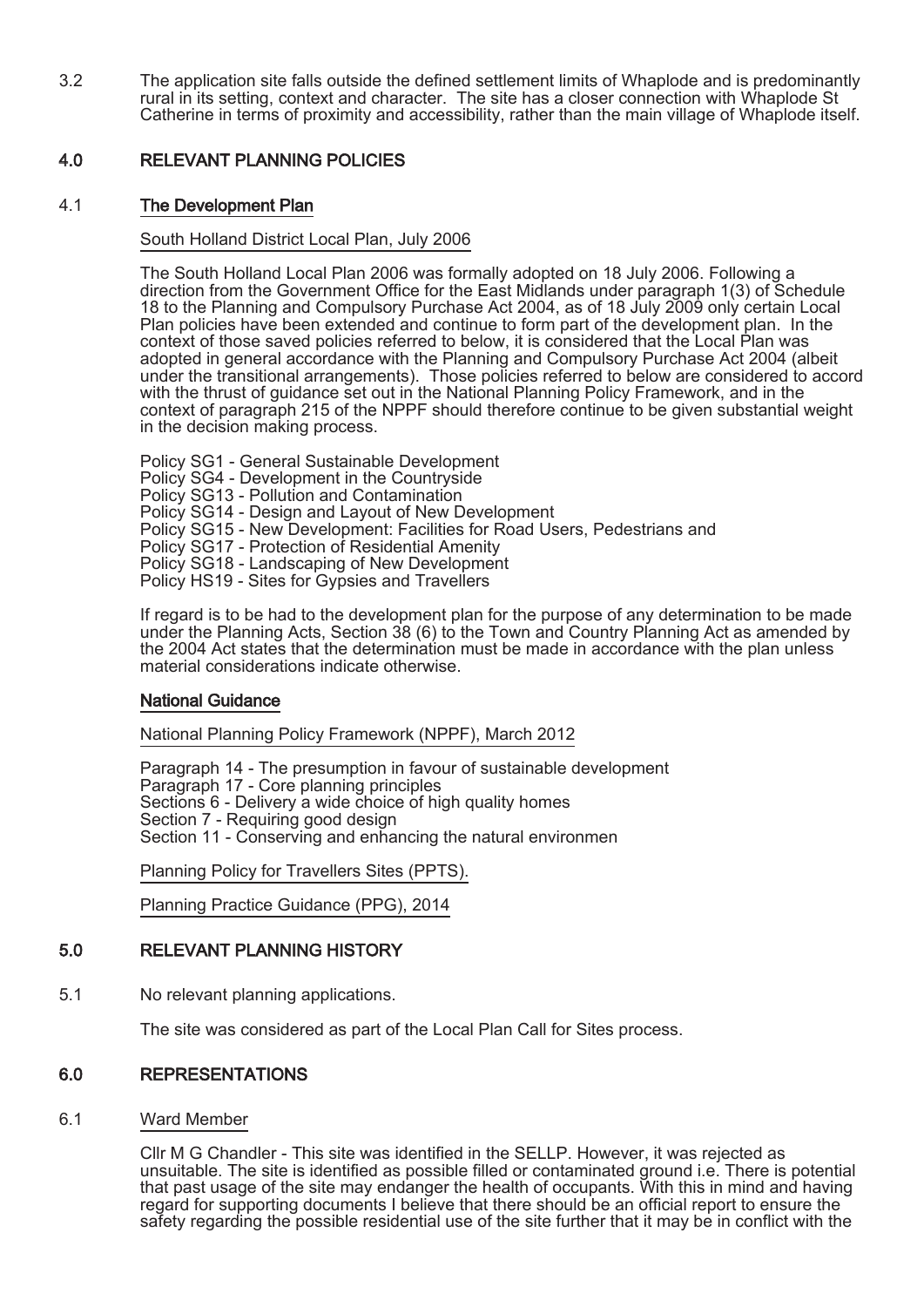3.2 The application site falls outside the defined settlement limits of Whaplode and is predominantly rural in its setting, context and character. The site has a closer connection with Whaplode St Catherine in terms of proximity and accessibility, rather than the main village of Whaplode itself.

## 4.0 RELEVANT PLANNING POLICIES

### 4.1 The Development Plan

South Holland District Local Plan, July 2006

The South Holland Local Plan 2006 was formally adopted on 18 July 2006. Following a direction from the Government Office for the East Midlands under paragraph 1(3) of Schedule 18 to the Planning and Compulsory Purchase Act 2004, as of 18 July 2009 only certain Local Plan policies have been extended and continue to form part of the development plan. In the context of those saved policies referred to below, it is considered that the Local Plan was adopted in general accordance with the Planning and Compulsory Purchase Act 2004 (albeit under the transitional arrangements). Those policies referred to below are considered to accord with the thrust of guidance set out in the National Planning Policy Framework, and in the context of paragraph 215 of the NPPF should therefore continue to be given substantial weight in the decision making process.

Policy SG1 - General Sustainable Development
Policy SG4 - Development in the Countryside
Policy SG13 - Pollution and Contamination
Policy SG14 - Design and Layout of New Development
Policy SG15 - New Development: Facilities for Road Users, Pedestrians and
Policy SG17 - Protection of Residential Amenity
Policy SG18 - Landscaping of New Development
Policy HS19 - Sites for Gypsies and Travellers

If regard is to be had to the development plan for the purpose of any determination to be made under the Planning Acts, Section 38 (6) to the Town and Country Planning Act as amended by the 2004 Act states that the determination must be made in accordance with the plan unless material considerations indicate otherwise.

### National Guidance

National Planning Policy Framework (NPPF), March 2012

Paragraph 14 - The presumption in favour of sustainable development
Paragraph 17 - Core planning principles
Sections 6 - Delivery a wide choice of high quality homes
Section 7 - Requiring good design
Section 11 - Conserving and enhancing the natural environmen

Planning Policy for Travellers Sites (PPTS).

Planning Practice Guidance (PPG), 2014

## 5.0 RELEVANT PLANNING HISTORY

5.1 No relevant planning applications.

The site was considered as part of the Local Plan Call for Sites process.

## 6.0 REPRESENTATIONS

6.1 Ward Member

Cllr M G Chandler - This site was identified in the SELLP. However, it was rejected as unsuitable. The site is identified as possible filled or contaminated ground i.e. There is potential that past usage of the site may endanger the health of occupants. With this in mind and having regard for supporting documents I believe that there should be an official report to ensure the safety regarding the possible residential use of the site further that it may be in conflict with the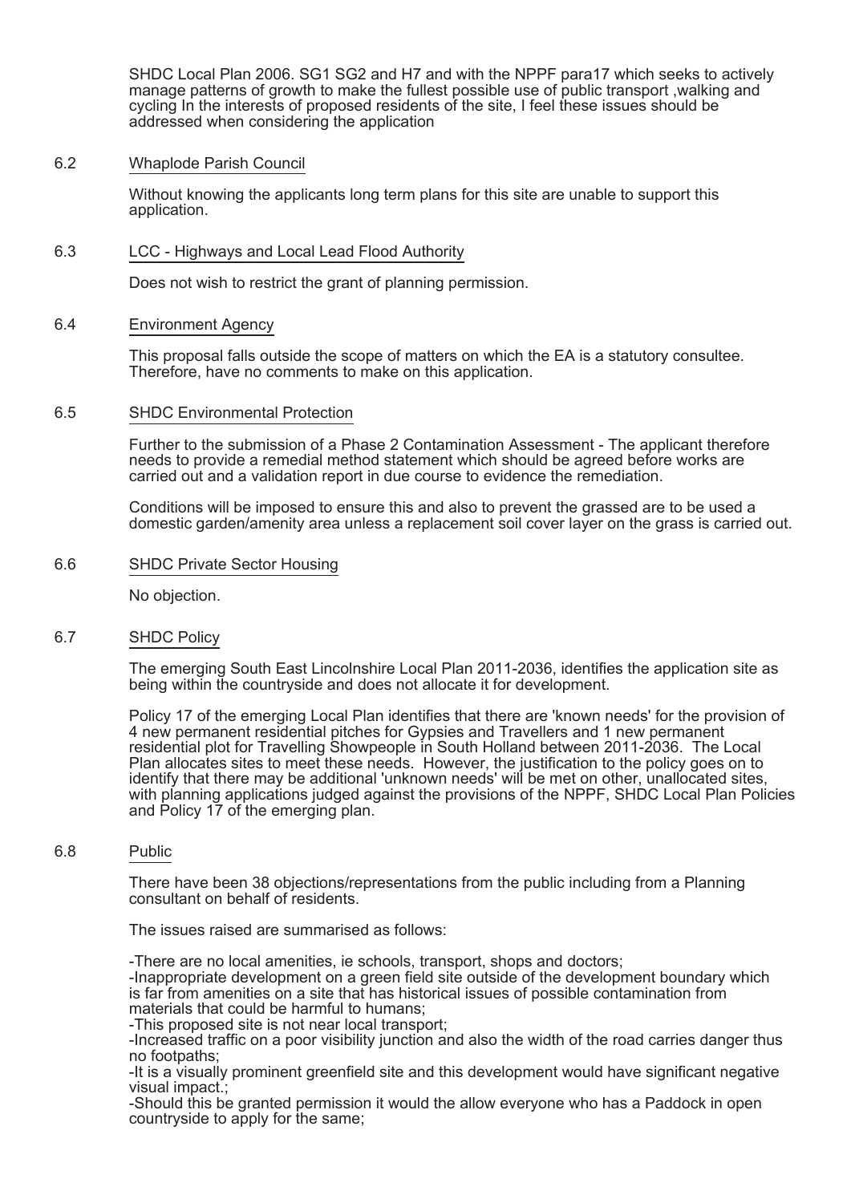SHDC Local Plan 2006. SG1 SG2 and H7 and with the NPPF para17 which seeks to actively manage patterns of growth to make the fullest possible use of public transport ,walking and cycling In the interests of proposed residents of the site, I feel these issues should be addressed when considering the application

6.2 Whaplode Parish Council

Without knowing the applicants long term plans for this site are unable to support this application.

6.3 LCC - Highways and Local Lead Flood Authority

Does not wish to restrict the grant of planning permission.

6.4 Environment Agency

This proposal falls outside the scope of matters on which the EA is a statutory consultee. Therefore, have no comments to make on this application.

6.5 SHDC Environmental Protection

Further to the submission of a Phase 2 Contamination Assessment - The applicant therefore needs to provide a remedial method statement which should be agreed before works are carried out and a validation report in due course to evidence the remediation.

Conditions will be imposed to ensure this and also to prevent the grassed are to be used a domestic garden/amenity area unless a replacement soil cover layer on the grass is carried out.

6.6 SHDC Private Sector Housing

No objection.

6.7 SHDC Policy

The emerging South East Lincolnshire Local Plan 2011-2036, identifies the application site as being within the countryside and does not allocate it for development.

Policy 17 of the emerging Local Plan identifies that there are 'known needs' for the provision of 4 new permanent residential pitches for Gypsies and Travellers and 1 new permanent residential plot for Travelling Showpeople in South Holland between 2011-2036. The Local Plan allocates sites to meet these needs. However, the justification to the policy goes on to identify that there may be additional 'unknown needs' will be met on other, unallocated sites, with planning applications judged against the provisions of the NPPF, SHDC Local Plan Policies and Policy 17 of the emerging plan.

6.8 Public

There have been 38 objections/representations from the public including from a Planning consultant on behalf of residents.

The issues raised are summarised as follows:

-There are no local amenities, ie schools, transport, shops and doctors;
-Inappropriate development on a green field site outside of the development boundary which is far from amenities on a site that has historical issues of possible contamination from materials that could be harmful to humans;
-This proposed site is not near local transport;
-Increased traffic on a poor visibility junction and also the width of the road carries danger thus no footpaths;
-It is a visually prominent greenfield site and this development would have significant negative visual impact.;
-Should this be granted permission it would the allow everyone who has a Paddock in open countryside to apply for the same;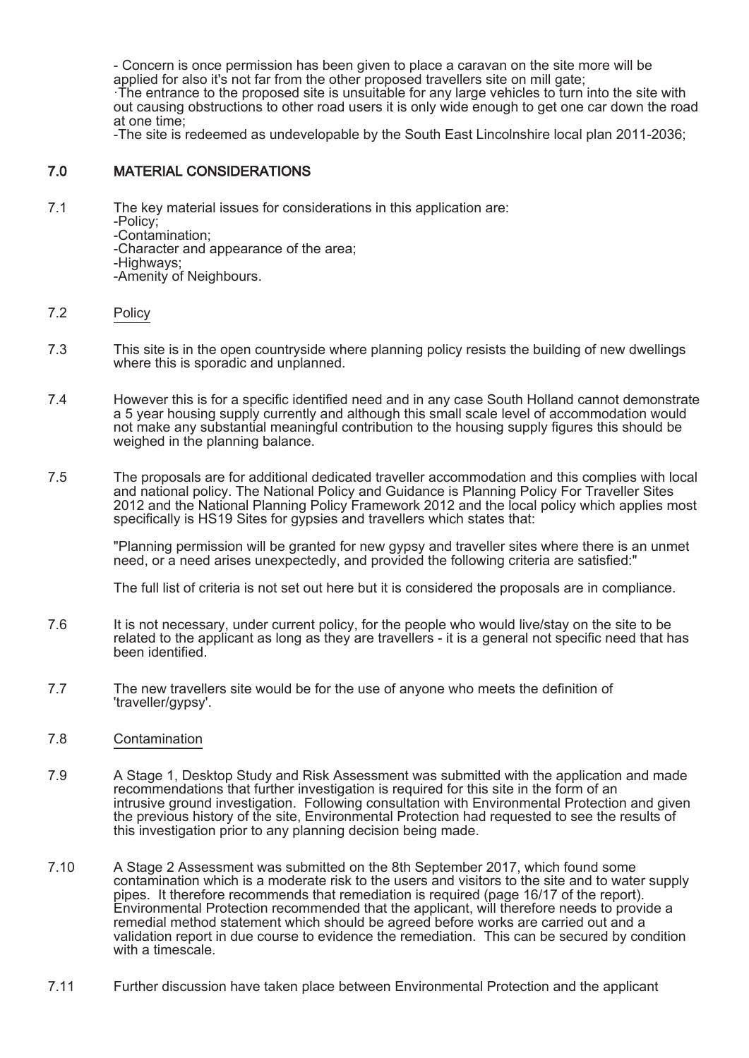- Concern is once permission has been given to place a caravan on the site more will be applied for also it's not far from the other proposed travellers site on mill gate;
·The entrance to the proposed site is unsuitable for any large vehicles to turn into the site with out causing obstructions to other road users it is only wide enough to get one car down the road at one time;
-The site is redeemed as undevelopable by the South East Lincolnshire local plan 2011-2036;

## 7.0 MATERIAL CONSIDERATIONS

7.1 The key material issues for considerations in this application are:
-Policy;
-Contamination;
-Character and appearance of the area;
-Highways;
-Amenity of Neighbours.

7.2 Policy

7.3 This site is in the open countryside where planning policy resists the building of new dwellings where this is sporadic and unplanned.

7.4 However this is for a specific identified need and in any case South Holland cannot demonstrate a 5 year housing supply currently and although this small scale level of accommodation would not make any substantial meaningful contribution to the housing supply figures this should be weighed in the planning balance.

7.5 The proposals are for additional dedicated traveller accommodation and this complies with local and national policy. The National Policy and Guidance is Planning Policy For Traveller Sites 2012 and the National Planning Policy Framework 2012 and the local policy which applies most specifically is HS19 Sites for gypsies and travellers which states that:

"Planning permission will be granted for new gypsy and traveller sites where there is an unmet need, or a need arises unexpectedly, and provided the following criteria are satisfied:"

The full list of criteria is not set out here but it is considered the proposals are in compliance.

7.6 It is not necessary, under current policy, for the people who would live/stay on the site to be related to the applicant as long as they are travellers - it is a general not specific need that has been identified.

7.7 The new travellers site would be for the use of anyone who meets the definition of 'traveller/gypsy'.

7.8 Contamination

7.9 A Stage 1, Desktop Study and Risk Assessment was submitted with the application and made recommendations that further investigation is required for this site in the form of an intrusive ground investigation. Following consultation with Environmental Protection and given the previous history of the site, Environmental Protection had requested to see the results of this investigation prior to any planning decision being made.

7.10 A Stage 2 Assessment was submitted on the 8th September 2017, which found some contamination which is a moderate risk to the users and visitors to the site and to water supply pipes. It therefore recommends that remediation is required (page 16/17 of the report). Environmental Protection recommended that the applicant, will therefore needs to provide a remedial method statement which should be agreed before works are carried out and a validation report in due course to evidence the remediation. This can be secured by condition with a timescale.

7.11 Further discussion have taken place between Environmental Protection and the applicant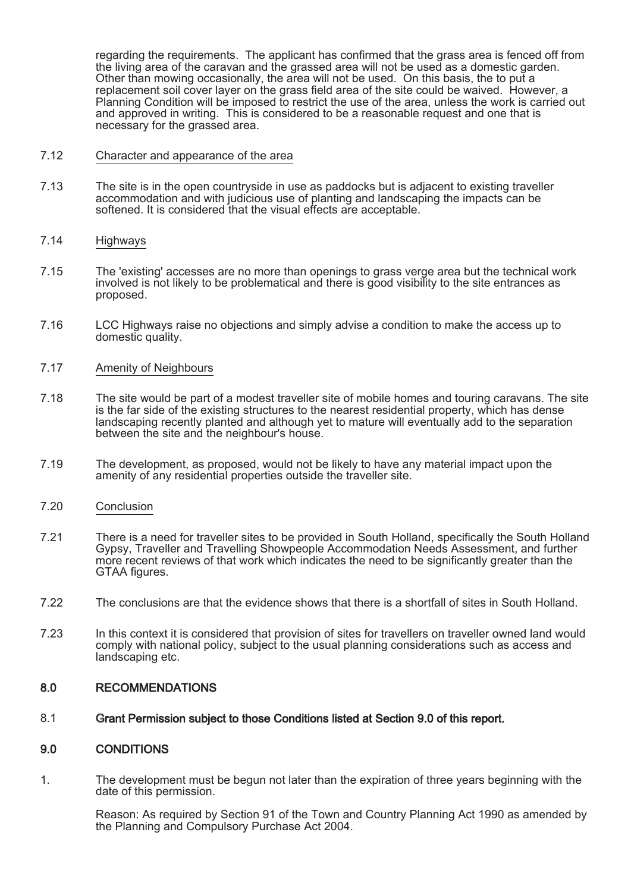regarding the requirements. The applicant has confirmed that the grass area is fenced off from the living area of the caravan and the grassed area will not be used as a domestic garden. Other than mowing occasionally, the area will not be used. On this basis, the to put a replacement soil cover layer on the grass field area of the site could be waived. However, a Planning Condition will be imposed to restrict the use of the area, unless the work is carried out and approved in writing. This is considered to be a reasonable request and one that is necessary for the grassed area.

7.12 Character and appearance of the area

7.13 The site is in the open countryside in use as paddocks but is adjacent to existing traveller accommodation and with judicious use of planting and landscaping the impacts can be softened. It is considered that the visual effects are acceptable.

7.14 Highways

7.15 The 'existing' accesses are no more than openings to grass verge area but the technical work involved is not likely to be problematical and there is good visibility to the site entrances as proposed.

7.16 LCC Highways raise no objections and simply advise a condition to make the access up to domestic quality.

7.17 Amenity of Neighbours

7.18 The site would be part of a modest traveller site of mobile homes and touring caravans. The site is the far side of the existing structures to the nearest residential property, which has dense landscaping recently planted and although yet to mature will eventually add to the separation between the site and the neighbour's house.

7.19 The development, as proposed, would not be likely to have any material impact upon the amenity of any residential properties outside the traveller site.

7.20 Conclusion

7.21 There is a need for traveller sites to be provided in South Holland, specifically the South Holland Gypsy, Traveller and Travelling Showpeople Accommodation Needs Assessment, and further more recent reviews of that work which indicates the need to be significantly greater than the GTAA figures.

7.22 The conclusions are that the evidence shows that there is a shortfall of sites in South Holland.

7.23 In this context it is considered that provision of sites for travellers on traveller owned land would comply with national policy, subject to the usual planning considerations such as access and landscaping etc.

## 8.0 RECOMMENDATIONS

8.1 **Grant Permission subject to those Conditions listed at Section 9.0 of this report.**

## 9.0 CONDITIONS

1. The development must be begun not later than the expiration of three years beginning with the date of this permission.

   Reason: As required by Section 91 of the Town and Country Planning Act 1990 as amended by the Planning and Compulsory Purchase Act 2004.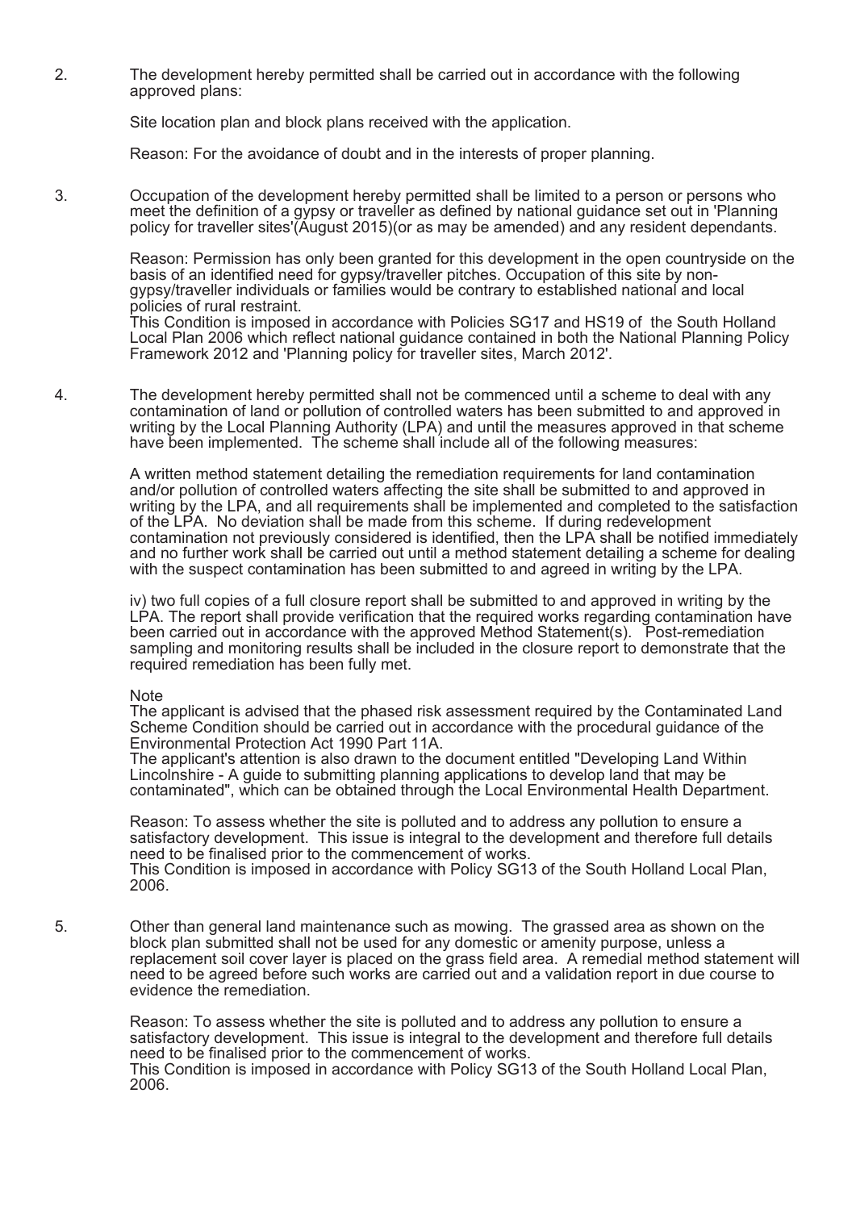2. The development hereby permitted shall be carried out in accordance with the following approved plans:

   Site location plan and block plans received with the application.

   Reason: For the avoidance of doubt and in the interests of proper planning.

3. Occupation of the development hereby permitted shall be limited to a person or persons who meet the definition of a gypsy or traveller as defined by national guidance set out in 'Planning policy for traveller sites'(August 2015)(or as may be amended) and any resident dependants.

   Reason: Permission has only been granted for this development in the open countryside on the basis of an identified need for gypsy/traveller pitches. Occupation of this site by non-gypsy/traveller individuals or families would be contrary to established national and local policies of rural restraint.
   This Condition is imposed in accordance with Policies SG17 and HS19 of the South Holland Local Plan 2006 which reflect national guidance contained in both the National Planning Policy Framework 2012 and 'Planning policy for traveller sites, March 2012'.

4. The development hereby permitted shall not be commenced until a scheme to deal with any contamination of land or pollution of controlled waters has been submitted to and approved in writing by the Local Planning Authority (LPA) and until the measures approved in that scheme have been implemented. The scheme shall include all of the following measures:

   A written method statement detailing the remediation requirements for land contamination and/or pollution of controlled waters affecting the site shall be submitted to and approved in writing by the LPA, and all requirements shall be implemented and completed to the satisfaction of the LPA. No deviation shall be made from this scheme. If during redevelopment contamination not previously considered is identified, then the LPA shall be notified immediately and no further work shall be carried out until a method statement detailing a scheme for dealing with the suspect contamination has been submitted to and agreed in writing by the LPA.

   iv) two full copies of a full closure report shall be submitted to and approved in writing by the LPA. The report shall provide verification that the required works regarding contamination have been carried out in accordance with the approved Method Statement(s). Post-remediation sampling and monitoring results shall be included in the closure report to demonstrate that the required remediation has been fully met.

   Note
   The applicant is advised that the phased risk assessment required by the Contaminated Land Scheme Condition should be carried out in accordance with the procedural guidance of the Environmental Protection Act 1990 Part 11A.
   The applicant's attention is also drawn to the document entitled "Developing Land Within Lincolnshire - A guide to submitting planning applications to develop land that may be contaminated", which can be obtained through the Local Environmental Health Department.

   Reason: To assess whether the site is polluted and to address any pollution to ensure a satisfactory development. This issue is integral to the development and therefore full details need to be finalised prior to the commencement of works.
   This Condition is imposed in accordance with Policy SG13 of the South Holland Local Plan, 2006.

5. Other than general land maintenance such as mowing. The grassed area as shown on the block plan submitted shall not be used for any domestic or amenity purpose, unless a replacement soil cover layer is placed on the grass field area. A remedial method statement will need to be agreed before such works are carried out and a validation report in due course to evidence the remediation.

   Reason: To assess whether the site is polluted and to address any pollution to ensure a satisfactory development. This issue is integral to the development and therefore full details need to be finalised prior to the commencement of works.
   This Condition is imposed in accordance with Policy SG13 of the South Holland Local Plan, 2006.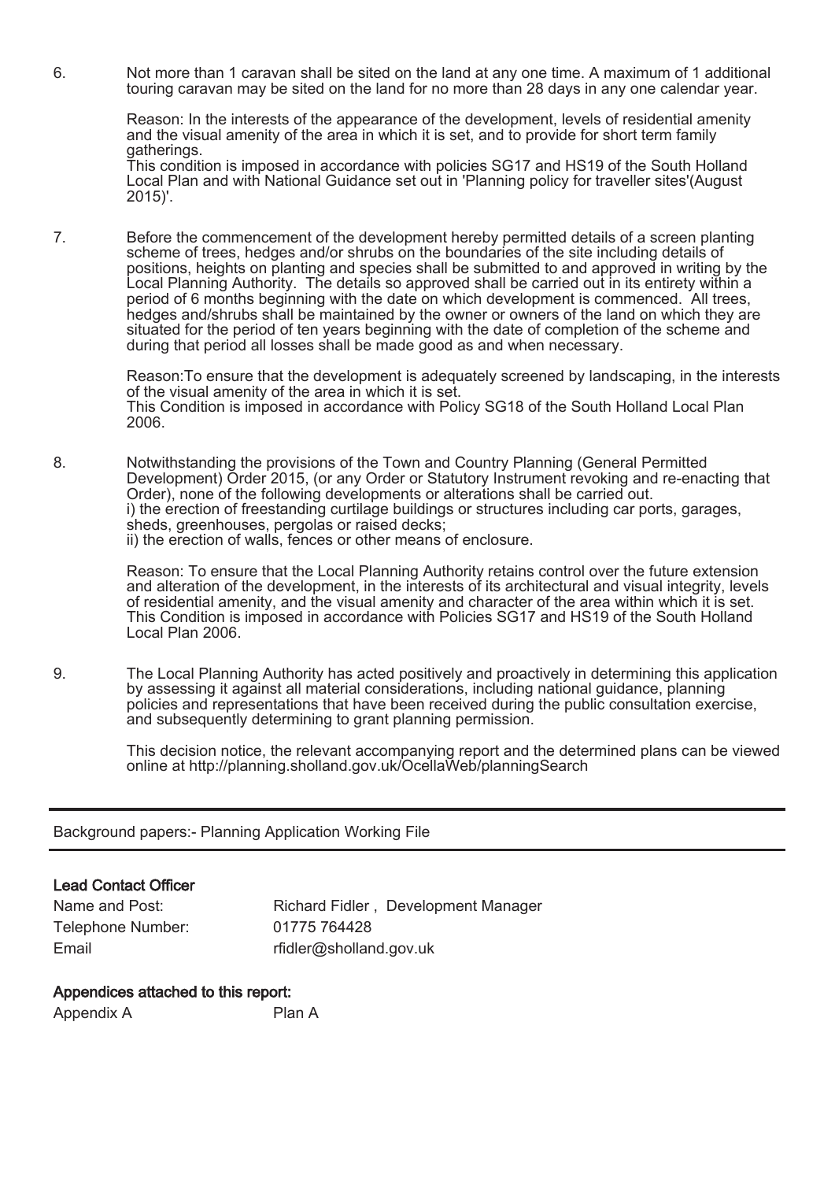6. Not more than 1 caravan shall be sited on the land at any one time. A maximum of 1 additional touring caravan may be sited on the land for no more than 28 days in any one calendar year.

   Reason: In the interests of the appearance of the development, levels of residential amenity and the visual amenity of the area in which it is set, and to provide for short term family gatherings.
   This condition is imposed in accordance with policies SG17 and HS19 of the South Holland Local Plan and with National Guidance set out in 'Planning policy for traveller sites'(August 2015)'.

7. Before the commencement of the development hereby permitted details of a screen planting scheme of trees, hedges and/or shrubs on the boundaries of the site including details of positions, heights on planting and species shall be submitted to and approved in writing by the Local Planning Authority. The details so approved shall be carried out in its entirety within a period of 6 months beginning with the date on which development is commenced. All trees, hedges and/shrubs shall be maintained by the owner or owners of the land on which they are situated for the period of ten years beginning with the date of completion of the scheme and during that period all losses shall be made good as and when necessary.

   Reason:To ensure that the development is adequately screened by landscaping, in the interests of the visual amenity of the area in which it is set.
   This Condition is imposed in accordance with Policy SG18 of the South Holland Local Plan 2006.

8. Notwithstanding the provisions of the Town and Country Planning (General Permitted Development) Order 2015, (or any Order or Statutory Instrument revoking and re-enacting that Order), none of the following developments or alterations shall be carried out.
   i) the erection of freestanding curtilage buildings or structures including car ports, garages, sheds, greenhouses, pergolas or raised decks;
   ii) the erection of walls, fences or other means of enclosure.

   Reason: To ensure that the Local Planning Authority retains control over the future extension and alteration of the development, in the interests of its architectural and visual integrity, levels of residential amenity, and the visual amenity and character of the area within which it is set. This Condition is imposed in accordance with Policies SG17 and HS19 of the South Holland Local Plan 2006.

9. The Local Planning Authority has acted positively and proactively in determining this application by assessing it against all material considerations, including national guidance, planning policies and representations that have been received during the public consultation exercise, and subsequently determining to grant planning permission.

   This decision notice, the relevant accompanying report and the determined plans can be viewed online at http://planning.sholland.gov.uk/OcellaWeb/planningSearch

---

Background papers:- Planning Application Working File

---

### Lead Contact Officer

| | |
|---|---|
| Name and Post: | Richard Fidler , Development Manager |
| Telephone Number: | 01775 764428 |
| Email | rfidler@sholland.gov.uk |

### Appendices attached to this report:

| | |
|---|---|
| Appendix A | Plan A |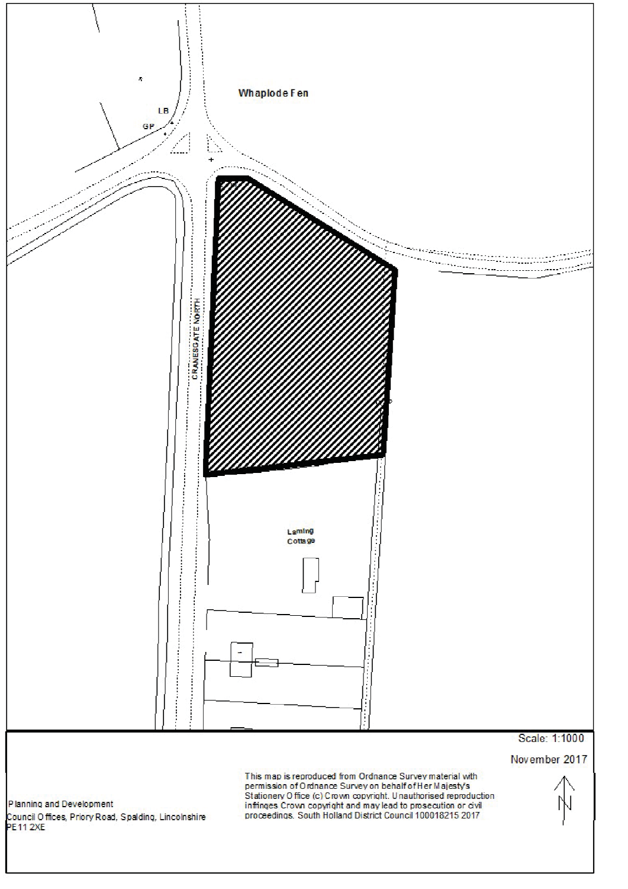Whaplode Fen

LB

GP

CRANESGATE NORTH

Laming Cottage

Scale: 1:1000

November 2017

This map is reproduced from Ordnance Survey material with permission of Ordnance Survey on behalf of Her Majesty's Stationery Office (c) Crown copyright. Unauthorised reproduction infringes Crown copyright and may lead to prosecution or civil proceedings. South Holland District Council 100018215 2017

Planning and Development
Council Offices, Priory Road, Spalding, Lincolnshire
PE11 2XE

N